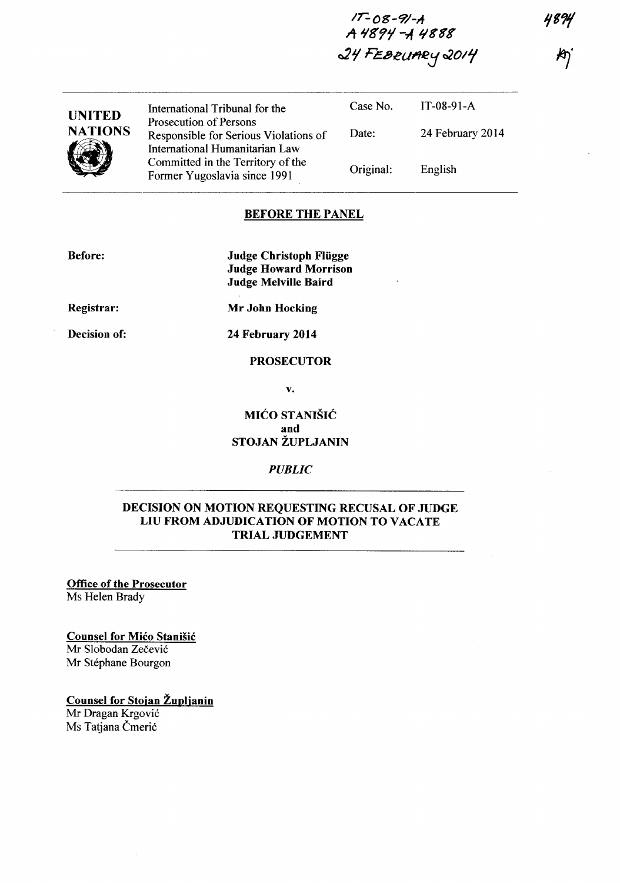IT-08-91-A
A 4894 - A 4888
24 FEBRUARY 2014

4894

| UNITED NATIONS | International Tribunal for the Prosecution of Persons Responsible for Serious Violations of International Humanitarian Law Committed in the Territory of the Former Yugoslavia since 1991 | Case No. | IT-08-91-A |
|---|---|---|---|
| | | Date: | 24 February 2014 |
| | | Original: | English |

## BEFORE THE PANEL

**Before:**
**Judge Christoph Flügge**
**Judge Howard Morrison**
**Judge Melville Baird**

**Registrar:** **Mr John Hocking**

**Decision of:** **24 February 2014**

**PROSECUTOR**

**v.**

**MIĆO STANIŠIĆ**
**and**
**STOJAN ŽUPLJANIN**

*PUBLIC*

## DECISION ON MOTION REQUESTING RECUSAL OF JUDGE LIU FROM ADJUDICATION OF MOTION TO VACATE TRIAL JUDGEMENT

**Office of the Prosecutor**
Ms Helen Brady

**Counsel for Mićo Stanišić**
Mr Slobodan Zečević
Mr Stéphane Bourgon

**Counsel for Stojan Župljanin**
Mr Dragan Krgović
Ms Tatjana Čmerić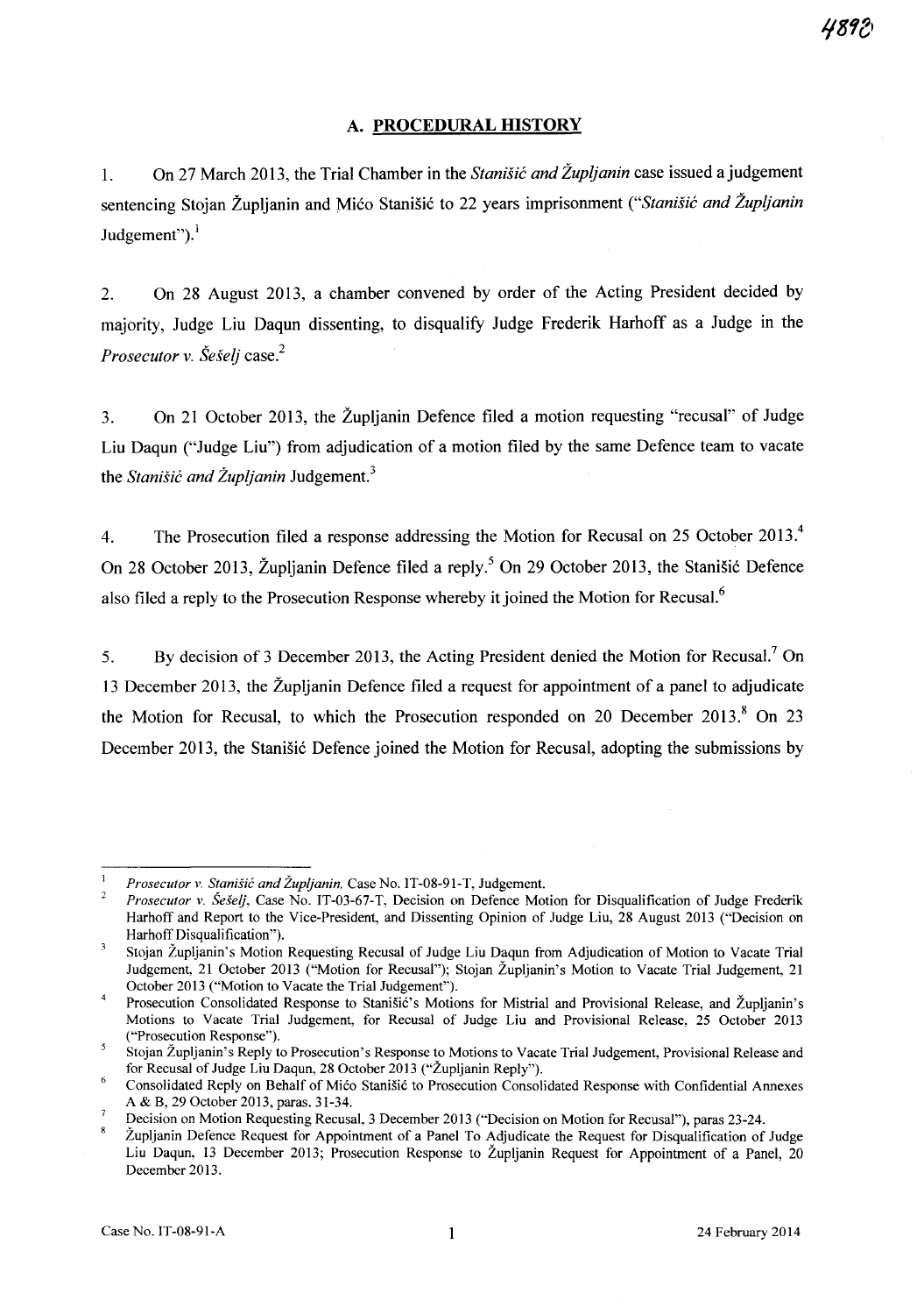## A. PROCEDURAL HISTORY

1. On 27 March 2013, the Trial Chamber in the *Stanišić and Župljanin* case issued a judgement sentencing Stojan Župljanin and Mićo Stanišić to 22 years imprisonment ("*Stanišić and Župljanin* Judgement").[1]

2. On 28 August 2013, a chamber convened by order of the Acting President decided by majority, Judge Liu Daqun dissenting, to disqualify Judge Frederik Harhoff as a Judge in the *Prosecutor v. Šešelj* case.[2]

3. On 21 October 2013, the Župljanin Defence filed a motion requesting "recusal" of Judge Liu Daqun ("Judge Liu") from adjudication of a motion filed by the same Defence team to vacate the *Stanišić and Župljanin* Judgement.[3]

4. The Prosecution filed a response addressing the Motion for Recusal on 25 October 2013.[4] On 28 October 2013, Župljanin Defence filed a reply.[5] On 29 October 2013, the Stanišić Defence also filed a reply to the Prosecution Response whereby it joined the Motion for Recusal.[6]

5. By decision of 3 December 2013, the Acting President denied the Motion for Recusal.[7] On 13 December 2013, the Župljanin Defence filed a request for appointment of a panel to adjudicate the Motion for Recusal, to which the Prosecution responded on 20 December 2013.[8] On 23 December 2013, the Stanišić Defence joined the Motion for Recusal, adopting the submissions by

---

[1] *Prosecutor v. Stanišić and Župljanin*, Case No. IT-08-91-T, Judgement.

[2] *Prosecutor v. Šešelj*, Case No. IT-03-67-T, Decision on Defence Motion for Disqualification of Judge Frederik Harhoff and Report to the Vice-President, and Dissenting Opinion of Judge Liu, 28 August 2013 ("Decision on Harhoff Disqualification").

[3] Stojan Župljanin's Motion Requesting Recusal of Judge Liu Daqun from Adjudication of Motion to Vacate Trial Judgement, 21 October 2013 ("Motion for Recusal"); Stojan Župljanin's Motion to Vacate Trial Judgement, 21 October 2013 ("Motion to Vacate the Trial Judgement").

[4] Prosecution Consolidated Response to Stanišić's Motions for Mistrial and Provisional Release, and Župljanin's Motions to Vacate Trial Judgement, for Recusal of Judge Liu and Provisional Release, 25 October 2013 ("Prosecution Response").

[5] Stojan Župljanin's Reply to Prosecution's Response to Motions to Vacate Trial Judgement, Provisional Release and for Recusal of Judge Liu Daqun, 28 October 2013 ("Župljanin Reply").

[6] Consolidated Reply on Behalf of Mićo Stanišić to Prosecution Consolidated Response with Confidential Annexes A & B, 29 October 2013, paras. 31-34.

[7] Decision on Motion Requesting Recusal, 3 December 2013 ("Decision on Motion for Recusal"), paras 23-24.

[8] Župljanin Defence Request for Appointment of a Panel To Adjudicate the Request for Disqualification of Judge Liu Daqun, 13 December 2013; Prosecution Response to Župljanin Request for Appointment of a Panel, 20 December 2013.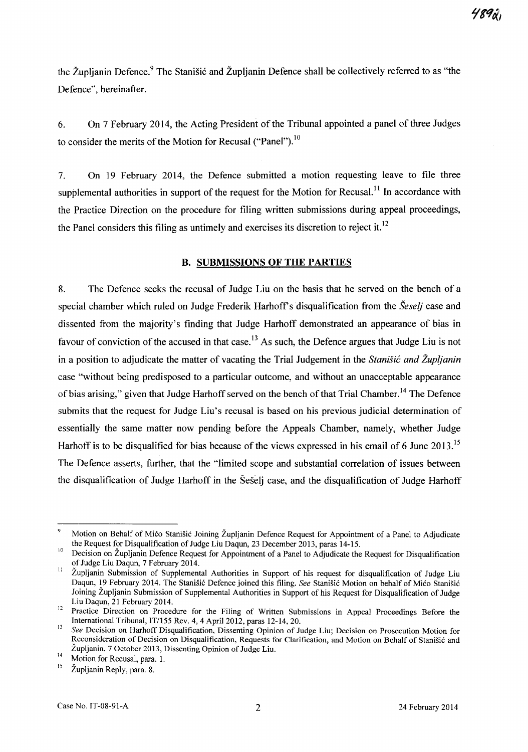the Župljanin Defence.[9] The Stanišić and Župljanin Defence shall be collectively referred to as "the Defence", hereinafter.

6. On 7 February 2014, the Acting President of the Tribunal appointed a panel of three Judges to consider the merits of the Motion for Recusal ("Panel").[10]

7. On 19 February 2014, the Defence submitted a motion requesting leave to file three supplemental authorities in support of the request for the Motion for Recusal.[11] In accordance with the Practice Direction on the procedure for filing written submissions during appeal proceedings, the Panel considers this filing as untimely and exercises its discretion to reject it.[12]

## B. SUBMISSIONS OF THE PARTIES

8. The Defence seeks the recusal of Judge Liu on the basis that he served on the bench of a special chamber which ruled on Judge Frederik Harhoff's disqualification from the *Šešelj* case and dissented from the majority's finding that Judge Harhoff demonstrated an appearance of bias in favour of conviction of the accused in that case.[13] As such, the Defence argues that Judge Liu is not in a position to adjudicate the matter of vacating the Trial Judgement in the *Stanišić and Župljanin* case "without being predisposed to a particular outcome, and without an unacceptable appearance of bias arising," given that Judge Harhoff served on the bench of that Trial Chamber.[14] The Defence submits that the request for Judge Liu's recusal is based on his previous judicial determination of essentially the same matter now pending before the Appeals Chamber, namely, whether Judge Harhoff is to be disqualified for bias because of the views expressed in his email of 6 June 2013.[15] The Defence asserts, further, that the "limited scope and substantial correlation of issues between the disqualification of Judge Harhoff in the Šešelj case, and the disqualification of Judge Harhoff

---

[9] Motion on Behalf of Mićo Stanišić Joining Župljanin Defence Request for Appointment of a Panel to Adjudicate the Request for Disqualification of Judge Liu Daqun, 23 December 2013, paras 14-15.

[10] Decision on Župljanin Defence Request for Appointment of a Panel to Adjudicate the Request for Disqualification of Judge Liu Daqun, 7 February 2014.

[11] Župljanin Submission of Supplemental Authorities in Support of his request for disqualification of Judge Liu Daqun, 19 February 2014. The Stanišić Defence joined this filing. *See* Stanišić Motion on behalf of Mićo Stanišić Joining Župljanin Submission of Supplemental Authorities in Support of his Request for Disqualification of Judge Liu Daqun, 21 February 2014.

[12] Practice Direction on Procedure for the Filing of Written Submissions in Appeal Proceedings Before the International Tribunal, IT/155 Rev. 4, 4 April 2012, paras 12-14, 20.

[13] *See* Decision on Harhoff Disqualification, Dissenting Opinion of Judge Liu; Decision on Prosecution Motion for Reconsideration of Decision on Disqualification, Requests for Clarification, and Motion on Behalf of Stanišić and Župljanin, 7 October 2013, Dissenting Opinion of Judge Liu.

[14] Motion for Recusal, para. 1.

[15] Župljanin Reply, para. 8.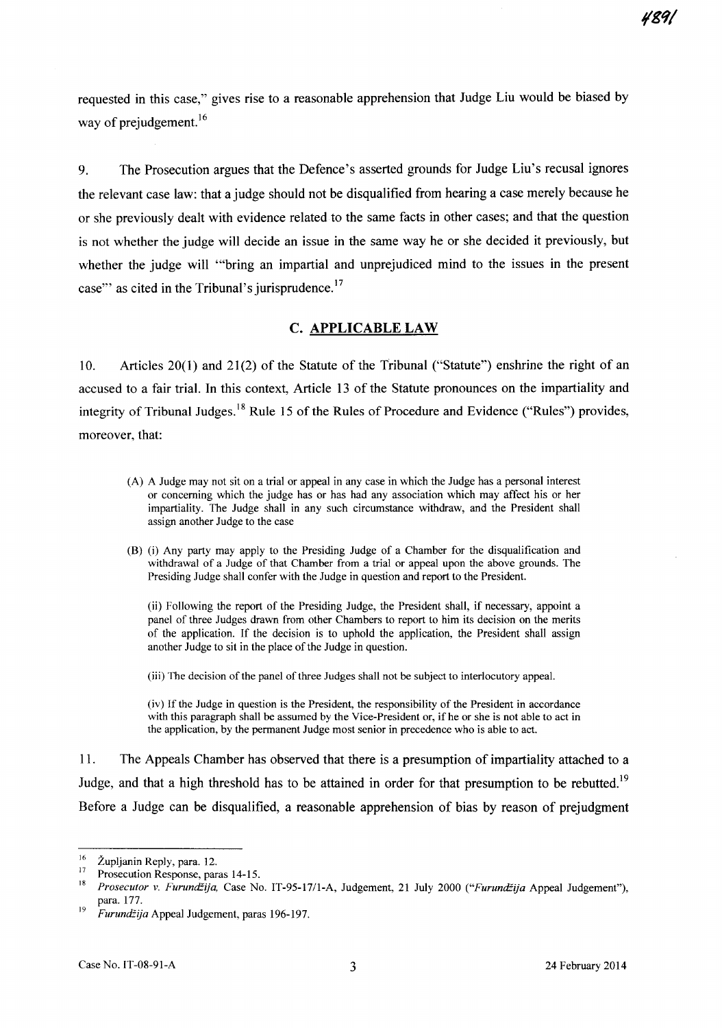requested in this case," gives rise to a reasonable apprehension that Judge Liu would be biased by way of prejudgement.[16]

9. The Prosecution argues that the Defence's asserted grounds for Judge Liu's recusal ignores the relevant case law: that a judge should not be disqualified from hearing a case merely because he or she previously dealt with evidence related to the same facts in other cases; and that the question is not whether the judge will decide an issue in the same way he or she decided it previously, but whether the judge will "'bring an impartial and unprejudiced mind to the issues in the present case"' as cited in the Tribunal's jurisprudence.[17]

## C. APPLICABLE LAW

10. Articles 20(1) and 21(2) of the Statute of the Tribunal ("Statute") enshrine the right of an accused to a fair trial. In this context, Article 13 of the Statute pronounces on the impartiality and integrity of Tribunal Judges.[18] Rule 15 of the Rules of Procedure and Evidence ("Rules") provides, moreover, that:

> (A) A Judge may not sit on a trial or appeal in any case in which the Judge has a personal interest or concerning which the judge has or has had any association which may affect his or her impartiality. The Judge shall in any such circumstance withdraw, and the President shall assign another Judge to the case
>
> (B) (i) Any party may apply to the Presiding Judge of a Chamber for the disqualification and withdrawal of a Judge of that Chamber from a trial or appeal upon the above grounds. The Presiding Judge shall confer with the Judge in question and report to the President.
>
> (ii) Following the report of the Presiding Judge, the President shall, if necessary, appoint a panel of three Judges drawn from other Chambers to report to him its decision on the merits of the application. If the decision is to uphold the application, the President shall assign another Judge to sit in the place of the Judge in question.
>
> (iii) The decision of the panel of three Judges shall not be subject to interlocutory appeal.
>
> (iv) If the Judge in question is the President, the responsibility of the President in accordance with this paragraph shall be assumed by the Vice-President or, if he or she is not able to act in the application, by the permanent Judge most senior in precedence who is able to act.

11. The Appeals Chamber has observed that there is a presumption of impartiality attached to a Judge, and that a high threshold has to be attained in order for that presumption to be rebutted.[19] Before a Judge can be disqualified, a reasonable apprehension of bias by reason of prejudgment

---

[16] Župljanin Reply, para. 12.

[17] Prosecution Response, paras 14-15.

[18] *Prosecutor v. Furundžija*, Case No. IT-95-17/1-A, Judgement, 21 July 2000 ("*Furundžija* Appeal Judgement"), para. 177.

[19] *Furundžija* Appeal Judgement, paras 196-197.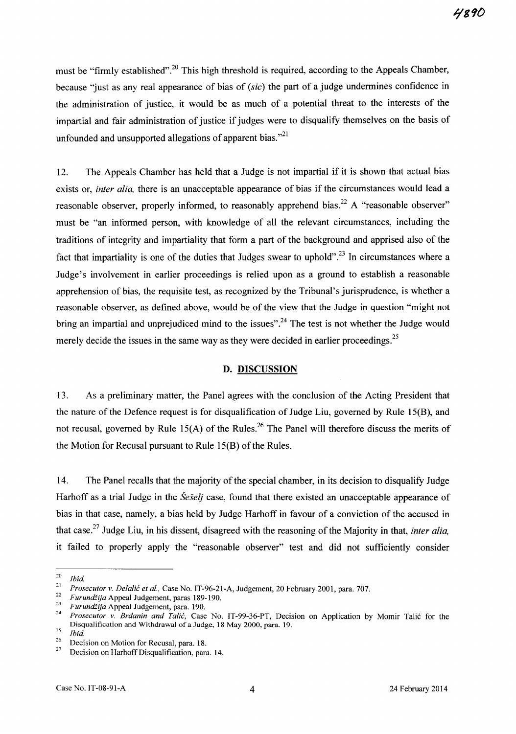must be "firmly established".[20] This high threshold is required, according to the Appeals Chamber, because "just as any real appearance of bias of (*sic*) the part of a judge undermines confidence in the administration of justice, it would be as much of a potential threat to the interests of the impartial and fair administration of justice if judges were to disqualify themselves on the basis of unfounded and unsupported allegations of apparent bias."[21]

12. The Appeals Chamber has held that a Judge is not impartial if it is shown that actual bias exists or, *inter alia,* there is an unacceptable appearance of bias if the circumstances would lead a reasonable observer, properly informed, to reasonably apprehend bias.[22] A "reasonable observer" must be "an informed person, with knowledge of all the relevant circumstances, including the traditions of integrity and impartiality that form a part of the background and apprised also of the fact that impartiality is one of the duties that Judges swear to uphold".[23] In circumstances where a Judge's involvement in earlier proceedings is relied upon as a ground to establish a reasonable apprehension of bias, the requisite test, as recognized by the Tribunal's jurisprudence, is whether a reasonable observer, as defined above, would be of the view that the Judge in question "might not bring an impartial and unprejudiced mind to the issues".[24] The test is not whether the Judge would merely decide the issues in the same way as they were decided in earlier proceedings.[25]

## D. DISCUSSION

13. As a preliminary matter, the Panel agrees with the conclusion of the Acting President that the nature of the Defence request is for disqualification of Judge Liu, governed by Rule 15(B), and not recusal, governed by Rule 15(A) of the Rules.[26] The Panel will therefore discuss the merits of the Motion for Recusal pursuant to Rule 15(B) of the Rules.

14. The Panel recalls that the majority of the special chamber, in its decision to disqualify Judge Harhoff as a trial Judge in the *Šešelj* case, found that there existed an unacceptable appearance of bias in that case, namely, a bias held by Judge Harhoff in favour of a conviction of the accused in that case.[27] Judge Liu, in his dissent, disagreed with the reasoning of the Majority in that, *inter alia,* it failed to properly apply the "reasonable observer" test and did not sufficiently consider

---

[20] *Ibid.*

[21] *Prosecutor v. Delalić et al.,* Case No. IT-96-21-A, Judgement, 20 February 2001, para. 707.

[22] *Furundžija* Appeal Judgement, paras 189-190.

[23] *Furundžija* Appeal Judgement, para. 190.

[24] *Prosecutor v. Brđanin and Talić,* Case No. IT-99-36-PT, Decision on Application by Momir Talić for the Disqualification and Withdrawal of a Judge, 18 May 2000, para. 19.

[25] *Ibid.*

[26] Decision on Motion for Recusal, para. 18.

[27] Decision on Harhoff Disqualification, para. 14.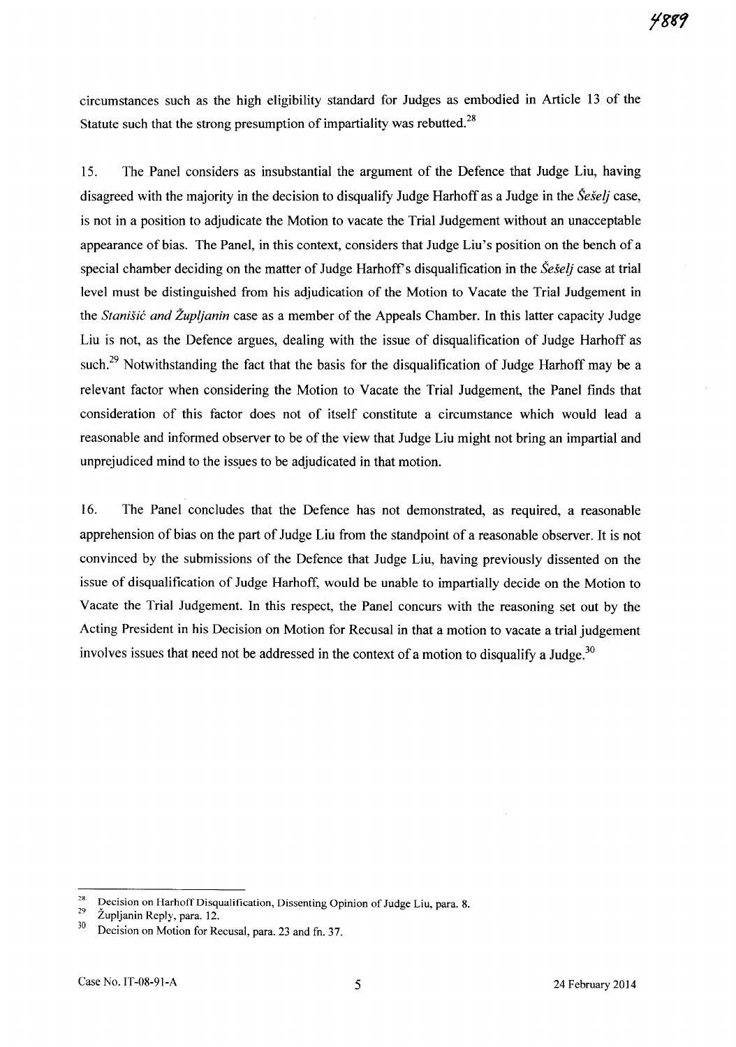circumstances such as the high eligibility standard for Judges as embodied in Article 13 of the Statute such that the strong presumption of impartiality was rebutted.[28]

15. The Panel considers as insubstantial the argument of the Defence that Judge Liu, having disagreed with the majority in the decision to disqualify Judge Harhoff as a Judge in the *Šešelj* case, is not in a position to adjudicate the Motion to vacate the Trial Judgement without an unacceptable appearance of bias. The Panel, in this context, considers that Judge Liu's position on the bench of a special chamber deciding on the matter of Judge Harhoff's disqualification in the *Šešelj* case at trial level must be distinguished from his adjudication of the Motion to Vacate the Trial Judgement in the *Stanišić and Župljanin* case as a member of the Appeals Chamber. In this latter capacity Judge Liu is not, as the Defence argues, dealing with the issue of disqualification of Judge Harhoff as such.[29] Notwithstanding the fact that the basis for the disqualification of Judge Harhoff may be a relevant factor when considering the Motion to Vacate the Trial Judgement, the Panel finds that consideration of this factor does not of itself constitute a circumstance which would lead a reasonable and informed observer to be of the view that Judge Liu might not bring an impartial and unprejudiced mind to the issues to be adjudicated in that motion.

16. The Panel concludes that the Defence has not demonstrated, as required, a reasonable apprehension of bias on the part of Judge Liu from the standpoint of a reasonable observer. It is not convinced by the submissions of the Defence that Judge Liu, having previously dissented on the issue of disqualification of Judge Harhoff, would be unable to impartially decide on the Motion to Vacate the Trial Judgement. In this respect, the Panel concurs with the reasoning set out by the Acting President in his Decision on Motion for Recusal in that a motion to vacate a trial judgement involves issues that need not be addressed in the context of a motion to disqualify a Judge.[30]

---

[28] Decision on Harhoff Disqualification, Dissenting Opinion of Judge Liu, para. 8.

[29] Župljanin Reply, para. 12.

[30] Decision on Motion for Recusal, para. 23 and fn. 37.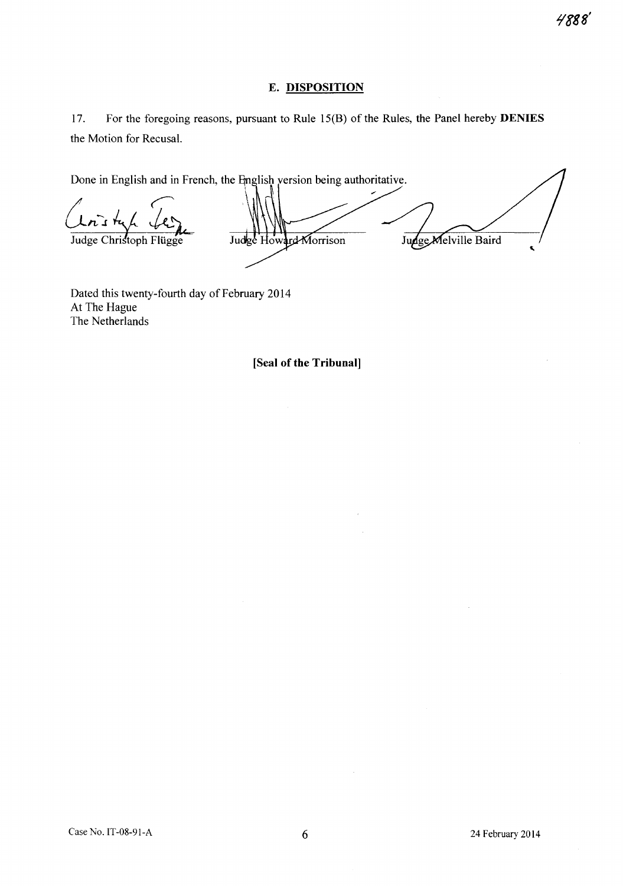### E. DISPOSITION

17. For the foregoing reasons, pursuant to Rule 15(B) of the Rules, the Panel hereby **DENIES** the Motion for Recusal.

Done in English and in French, the English version being authoritative.

| | | |
|---|---|---|
| Judge Christoph Flügge | Judge Howard Morrison | Judge Melville Baird |

Dated this twenty-fourth day of February 2014
At The Hague
The Netherlands

**[Seal of the Tribunal]**